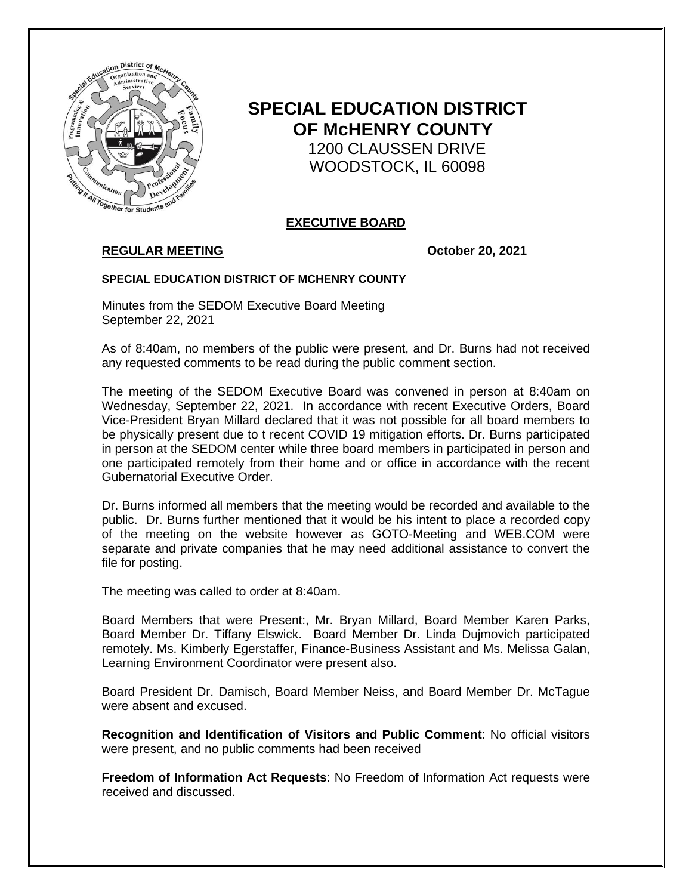# SPECIAL EDUCATION DISTRICT OF McHENRY COUNTY

1200 CLAUSSEN DRIVE
WOODSTOCK, IL 60098

## EXECUTIVE BOARD

**REGULAR MEETING** **October 20, 2021**

**SPECIAL EDUCATION DISTRICT OF MCHENRY COUNTY**

Minutes from the SEDOM Executive Board Meeting
September 22, 2021

As of 8:40am, no members of the public were present, and Dr. Burns had not received any requested comments to be read during the public comment section.

The meeting of the SEDOM Executive Board was convened in person at 8:40am on Wednesday, September 22, 2021. In accordance with recent Executive Orders, Board Vice-President Bryan Millard declared that it was not possible for all board members to be physically present due to t recent COVID 19 mitigation efforts. Dr. Burns participated in person at the SEDOM center while three board members in participated in person and one participated remotely from their home and or office in accordance with the recent Gubernatorial Executive Order.

Dr. Burns informed all members that the meeting would be recorded and available to the public. Dr. Burns further mentioned that it would be his intent to place a recorded copy of the meeting on the website however as GOTO-Meeting and WEB.COM were separate and private companies that he may need additional assistance to convert the file for posting.

The meeting was called to order at 8:40am.

Board Members that were Present:, Mr. Bryan Millard, Board Member Karen Parks, Board Member Dr. Tiffany Elswick. Board Member Dr. Linda Dujmovich participated remotely. Ms. Kimberly Egerstaffer, Finance-Business Assistant and Ms. Melissa Galan, Learning Environment Coordinator were present also.

Board President Dr. Damisch, Board Member Neiss, and Board Member Dr. McTague were absent and excused.

**Recognition and Identification of Visitors and Public Comment**: No official visitors were present, and no public comments had been received

**Freedom of Information Act Requests**: No Freedom of Information Act requests were received and discussed.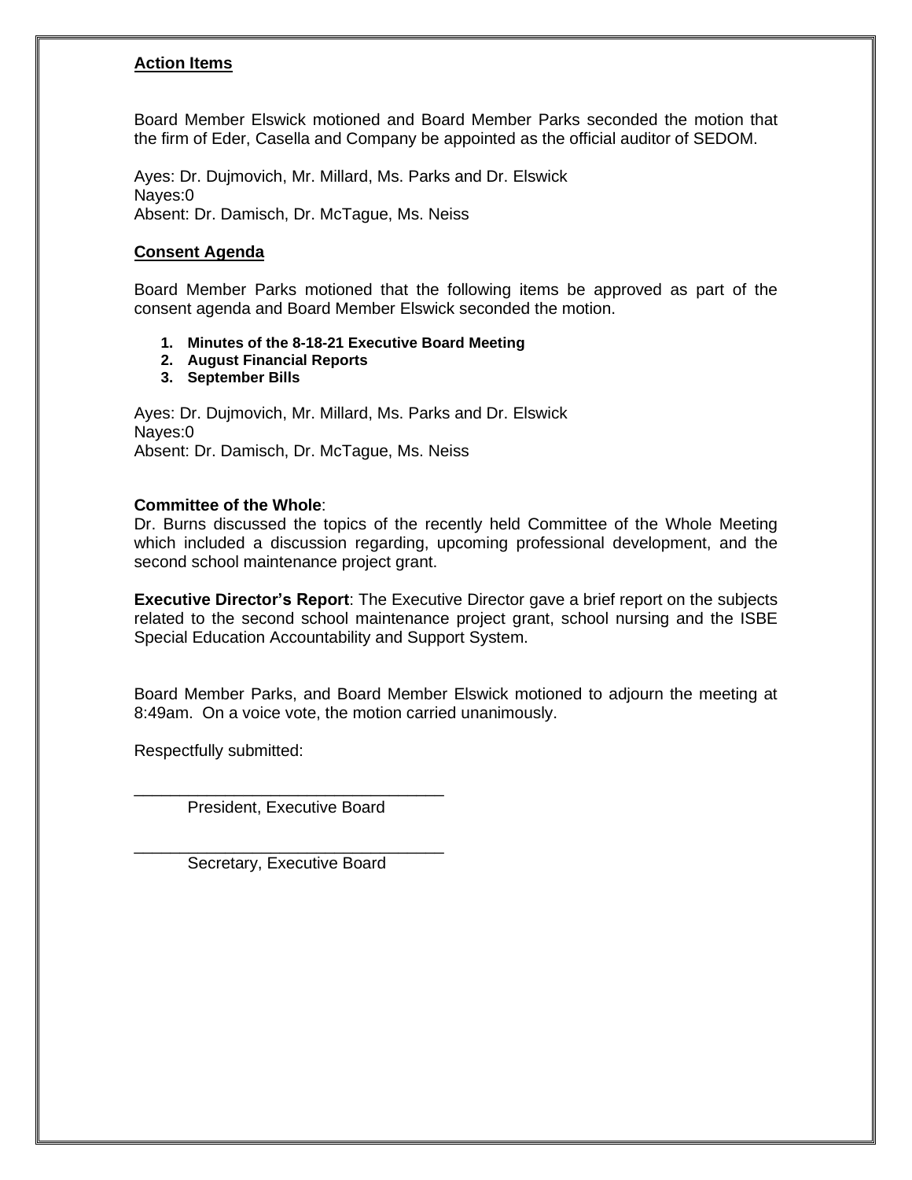**Action Items**

Board Member Elswick motioned and Board Member Parks seconded the motion that the firm of Eder, Casella and Company be appointed as the official auditor of SEDOM.

Ayes: Dr. Dujmovich, Mr. Millard, Ms. Parks and Dr. Elswick
Nayes:0
Absent: Dr. Damisch, Dr. McTague, Ms. Neiss

**Consent Agenda**

Board Member Parks motioned that the following items be approved as part of the consent agenda and Board Member Elswick seconded the motion.

1. **Minutes of the 8-18-21 Executive Board Meeting**
2. **August Financial Reports**
3. **September Bills**

Ayes: Dr. Dujmovich, Mr. Millard, Ms. Parks and Dr. Elswick
Nayes:0
Absent: Dr. Damisch, Dr. McTague, Ms. Neiss

**Committee of the Whole**:
Dr. Burns discussed the topics of the recently held Committee of the Whole Meeting which included a discussion regarding, upcoming professional development, and the second school maintenance project grant.

**Executive Director's Report**: The Executive Director gave a brief report on the subjects related to the second school maintenance project grant, school nursing and the ISBE Special Education Accountability and Support System.

Board Member Parks, and Board Member Elswick motioned to adjourn the meeting at 8:49am. On a voice vote, the motion carried unanimously.

Respectfully submitted:

\_\_\_\_\_\_\_\_\_\_\_\_\_\_\_\_\_\_\_\_\_\_\_\_\_\_\_\_\_\_\_\_\_\_
President, Executive Board

\_\_\_\_\_\_\_\_\_\_\_\_\_\_\_\_\_\_\_\_\_\_\_\_\_\_\_\_\_\_\_\_\_\_
Secretary, Executive Board